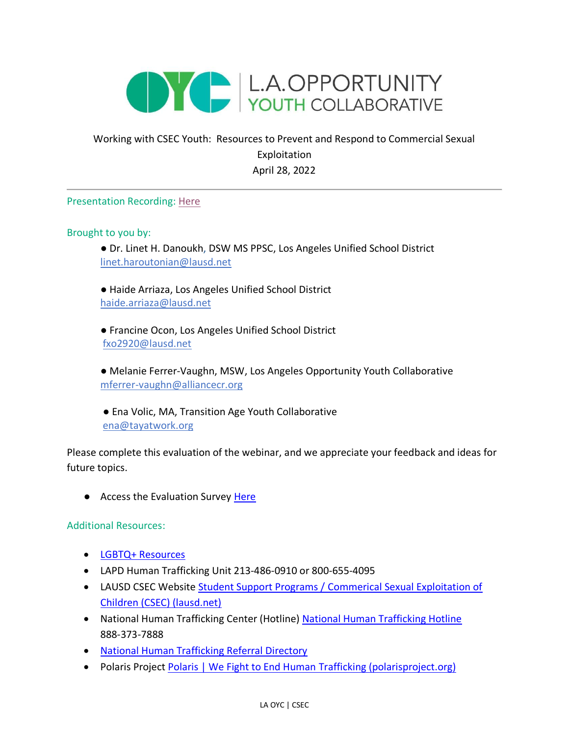L.A. OPPORTUNITY YOUTH COLLABORATIVE

Working with CSEC Youth: Resources to Prevent and Respond to Commercial Sexual Exploitation

April 28, 2022

---

Presentation Recording: [Here]()

Brought to you by:

- Dr. Linet H. Danoukh, DSW MS PPSC, Los Angeles Unified School District
  linet.haroutonian@lausd.net
- Haide Arriaza, Los Angeles Unified School District
  haide.arriaza@lausd.net
- Francine Ocon, Los Angeles Unified School District
  fxo2920@lausd.net
- Melanie Ferrer-Vaughn, MSW, Los Angeles Opportunity Youth Collaborative
  mferrer-vaughn@alliancecr.org
- Ena Volic, MA, Transition Age Youth Collaborative
  ena@tayatwork.org

Please complete this evaluation of the webinar, and we appreciate your feedback and ideas for future topics.

- Access the Evaluation Survey [Here]()

Additional Resources:

- [LGBTQ+ Resources]()
- LAPD Human Trafficking Unit 213-486-0910 or 800-655-4095
- LAUSD CSEC Website [Student Support Programs / Commerical Sexual Exploitation of Children (CSEC) (lausd.net)]()
- National Human Trafficking Center (Hotline) [National Human Trafficking Hotline]() 888-373-7888
- [National Human Trafficking Referral Directory]()
- Polaris Project [Polaris | We Fight to End Human Trafficking (polarisproject.org)]()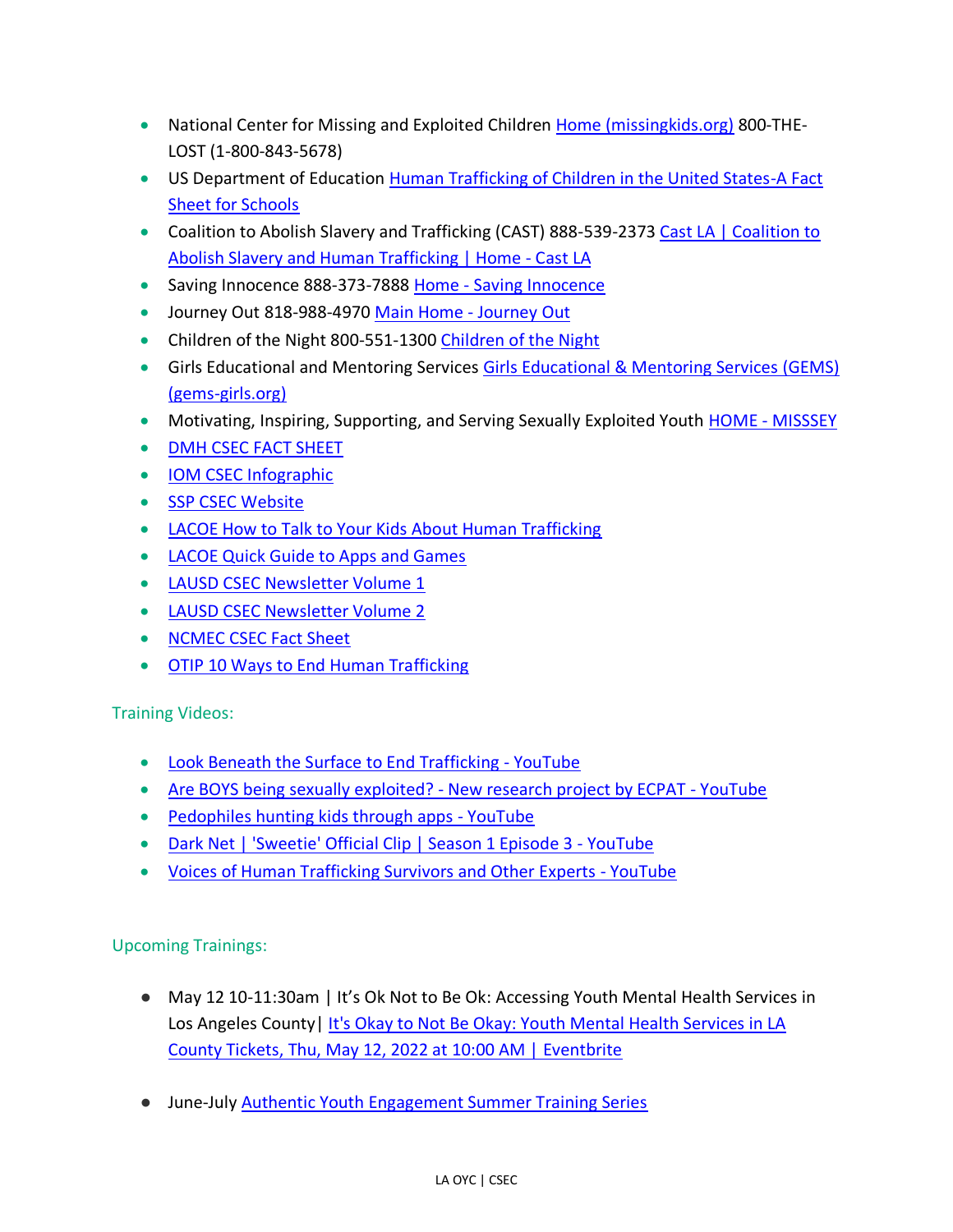- National Center for Missing and Exploited Children Home (missingkids.org) 800-THE-LOST (1-800-843-5678)
- US Department of Education Human Trafficking of Children in the United States-A Fact Sheet for Schools
- Coalition to Abolish Slavery and Trafficking (CAST) 888-539-2373 Cast LA | Coalition to Abolish Slavery and Human Trafficking | Home - Cast LA
- Saving Innocence 888-373-7888 Home - Saving Innocence
- Journey Out 818-988-4970 Main Home - Journey Out
- Children of the Night 800-551-1300 Children of the Night
- Girls Educational and Mentoring Services Girls Educational & Mentoring Services (GEMS) (gems-girls.org)
- Motivating, Inspiring, Supporting, and Serving Sexually Exploited Youth HOME - MISSSEY
- DMH CSEC FACT SHEET
- IOM CSEC Infographic
- SSP CSEC Website
- LACOE How to Talk to Your Kids About Human Trafficking
- LACOE Quick Guide to Apps and Games
- LAUSD CSEC Newsletter Volume 1
- LAUSD CSEC Newsletter Volume 2
- NCMEC CSEC Fact Sheet
- OTIP 10 Ways to End Human Trafficking

## Training Videos:

- Look Beneath the Surface to End Trafficking - YouTube
- Are BOYS being sexually exploited? - New research project by ECPAT - YouTube
- Pedophiles hunting kids through apps - YouTube
- Dark Net | 'Sweetie' Official Clip | Season 1 Episode 3 - YouTube
- Voices of Human Trafficking Survivors and Other Experts - YouTube

## Upcoming Trainings:

- May 12 10-11:30am | It's Ok Not to Be Ok: Accessing Youth Mental Health Services in Los Angeles County| It's Okay to Not Be Okay: Youth Mental Health Services in LA County Tickets, Thu, May 12, 2022 at 10:00 AM | Eventbrite

- June-July Authentic Youth Engagement Summer Training Series